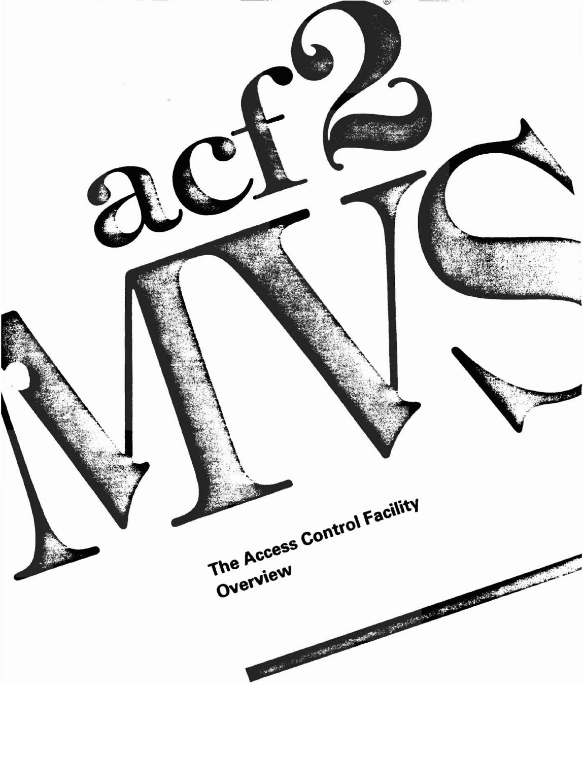# acf2 MVS®

## The Access Control Facility Overview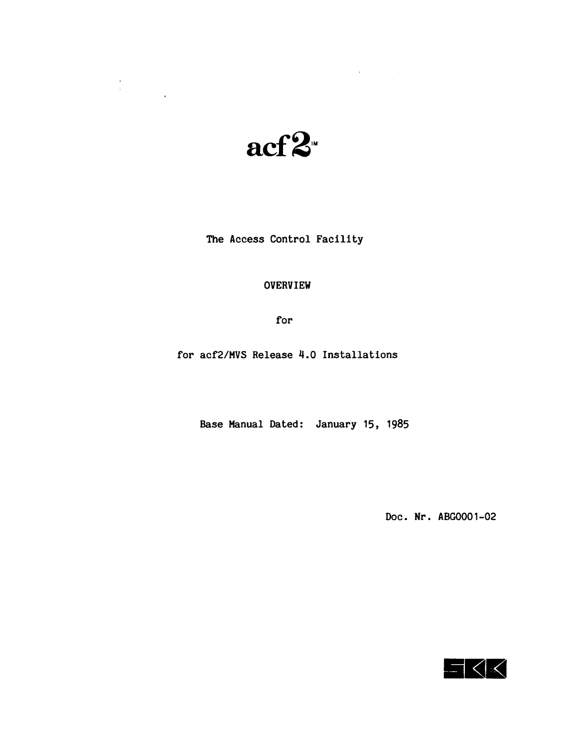# acf2™

The Access Control Facility

OVERVIEW

for

for acf2/MVS Release 4.0 Installations

Base Manual Dated: January 15, 1985

Doc. Nr. ABG0001-02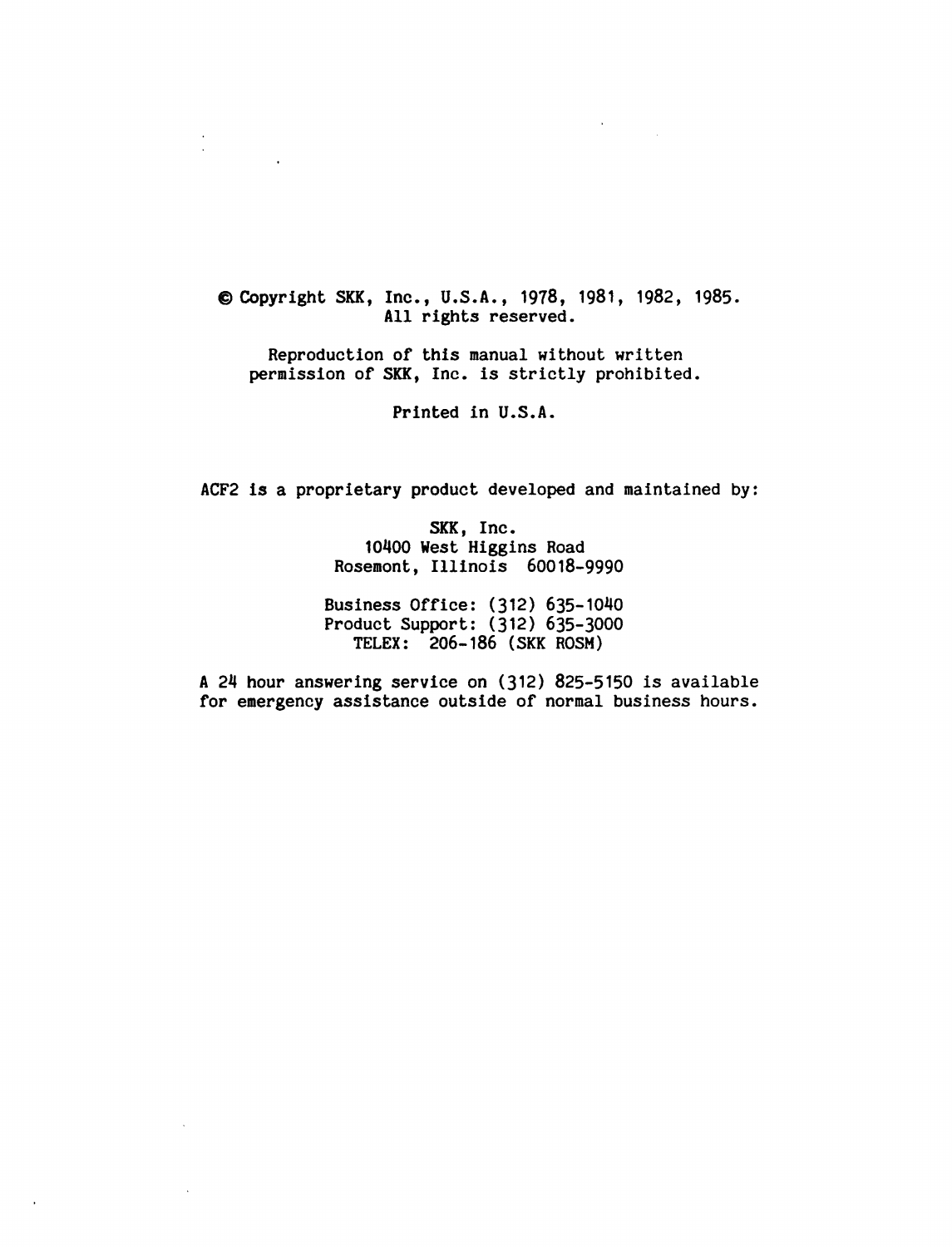© Copyright SKK, Inc., U.S.A., 1978, 1981, 1982, 1985.
All rights reserved.

Reproduction of this manual without written permission of SKK, Inc. is strictly prohibited.

Printed in U.S.A.

ACF2 is a proprietary product developed and maintained by:

SKK, Inc.
10400 West Higgins Road
Rosemont, Illinois 60018-9990

Business Office: (312) 635-1040
Product Support: (312) 635-3000
TELEX: 206-186 (SKK ROSM)

A 24 hour answering service on (312) 825-5150 is available for emergency assistance outside of normal business hours.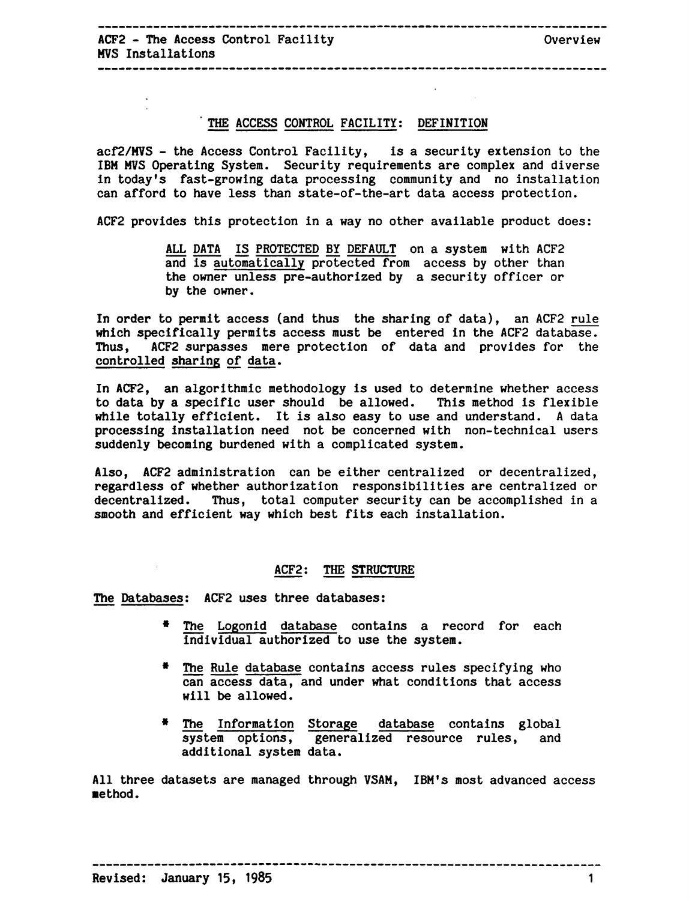## THE ACCESS CONTROL FACILITY: DEFINITION

acf2/MVS - the Access Control Facility, is a security extension to the IBM MVS Operating System. Security requirements are complex and diverse in today's fast-growing data processing community and no installation can afford to have less than state-of-the-art data access protection.

ACF2 provides this protection in a way no other available product does:

> ALL DATA IS PROTECTED BY DEFAULT on a system with ACF2 and is automatically protected from access by other than the owner unless pre-authorized by a security officer or by the owner.

In order to permit access (and thus the sharing of data), an ACF2 rule which specifically permits access must be entered in the ACF2 database. Thus, ACF2 surpasses mere protection of data and provides for the controlled sharing of data.

In ACF2, an algorithmic methodology is used to determine whether access to data by a specific user should be allowed. This method is flexible while totally efficient. It is also easy to use and understand. A data processing installation need not be concerned with non-technical users suddenly becoming burdened with a complicated system.

Also, ACF2 administration can be either centralized or decentralized, regardless of whether authorization responsibilities are centralized or decentralized. Thus, total computer security can be accomplished in a smooth and efficient way which best fits each installation.

## ACF2: THE STRUCTURE

The Databases: ACF2 uses three databases:

* The Logonid database contains a record for each individual authorized to use the system.
* The Rule database contains access rules specifying who can access data, and under what conditions that access will be allowed.
* The Information Storage database contains global system options, generalized resource rules, and additional system data.

All three datasets are managed through VSAM, IBM's most advanced access method.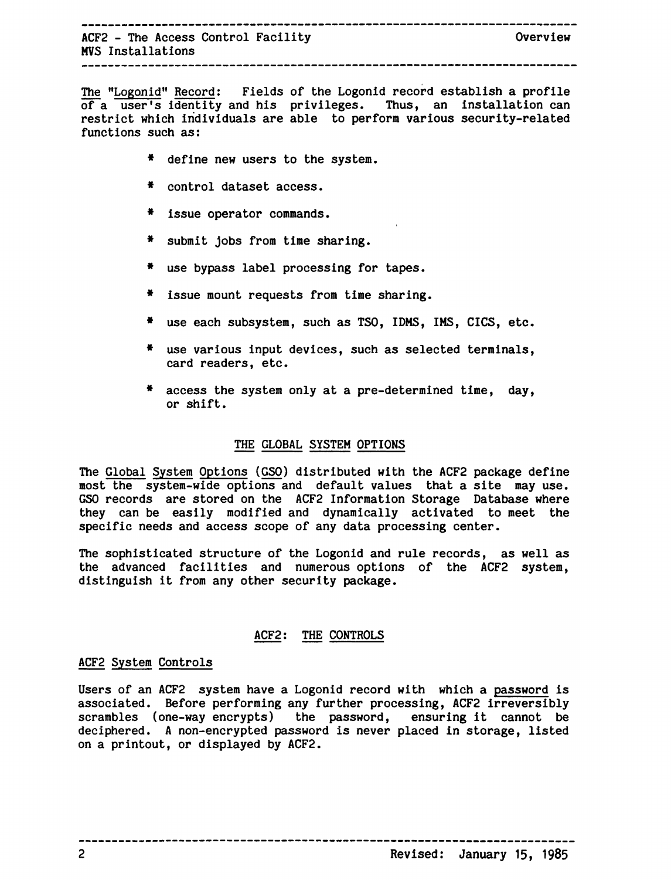<u>The "Logonid" Record</u>: Fields of the Logonid record establish a profile of a user's identity and his privileges. Thus, an installation can restrict which individuals are able to perform various security-related functions such as:

* define new users to the system.
* control dataset access.
* issue operator commands.
* submit jobs from time sharing.
* use bypass label processing for tapes.
* issue mount requests from time sharing.
* use each subsystem, such as TSO, IDMS, IMS, CICS, etc.
* use various input devices, such as selected terminals, card readers, etc.
* access the system only at a pre-determined time, day, or shift.

## THE GLOBAL SYSTEM OPTIONS

The <u>G</u>lobal <u>S</u>ystem <u>O</u>ptions (<u>GSO</u>) distributed with the ACF2 package define most the system-wide options and default values that a site may use. GSO records are stored on the ACF2 Information Storage Database where they can be easily modified and dynamically activated to meet the specific needs and access scope of any data processing center.

The sophisticated structure of the Logonid and rule records, as well as the advanced facilities and numerous options of the ACF2 system, distinguish it from any other security package.

## ACF2: THE CONTROLS

### ACF2 System Controls

Users of an ACF2 system have a Logonid record with which a <u>password</u> is associated. Before performing any further processing, ACF2 irreversibly scrambles (one-way encrypts) the password, ensuring it cannot be deciphered. A non-encrypted password is never placed in storage, listed on a printout, or displayed by ACF2.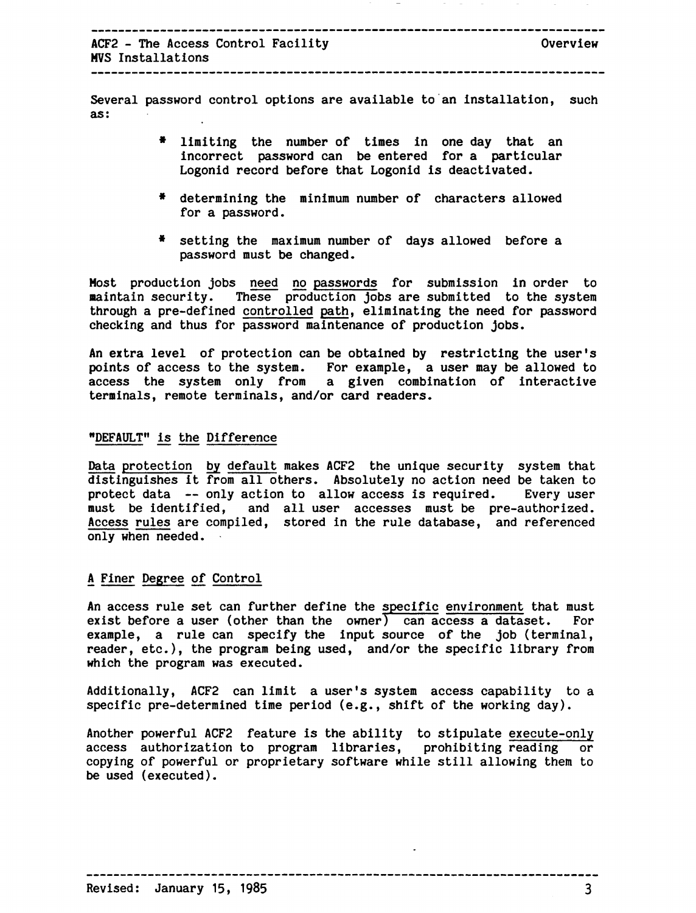Several password control options are available to an installation, such as:

* limiting the number of times in one day that an incorrect password can be entered for a particular Logonid record before that Logonid is deactivated.
* determining the minimum number of characters allowed for a password.
* setting the maximum number of days allowed before a password must be changed.

Most production jobs need no passwords for submission in order to maintain security. These production jobs are submitted to the system through a pre-defined controlled path, eliminating the need for password checking and thus for password maintenance of production jobs.

An extra level of protection can be obtained by restricting the user's points of access to the system. For example, a user may be allowed to access the system only from a given combination of interactive terminals, remote terminals, and/or card readers.

## "DEFAULT" is the Difference

Data protection by default makes ACF2 the unique security system that distinguishes it from all others. Absolutely no action need be taken to protect data -- only action to allow access is required. Every user must be identified, and all user accesses must be pre-authorized. Access rules are compiled, stored in the rule database, and referenced only when needed.

## A Finer Degree of Control

An access rule set can further define the specific environment that must exist before a user (other than the owner) can access a dataset. For example, a rule can specify the input source of the job (terminal, reader, etc.), the program being used, and/or the specific library from which the program was executed.

Additionally, ACF2 can limit a user's system access capability to a specific pre-determined time period (e.g., shift of the working day).

Another powerful ACF2 feature is the ability to stipulate execute-only access authorization to program libraries, prohibiting reading or copying of powerful or proprietary software while still allowing them to be used (executed).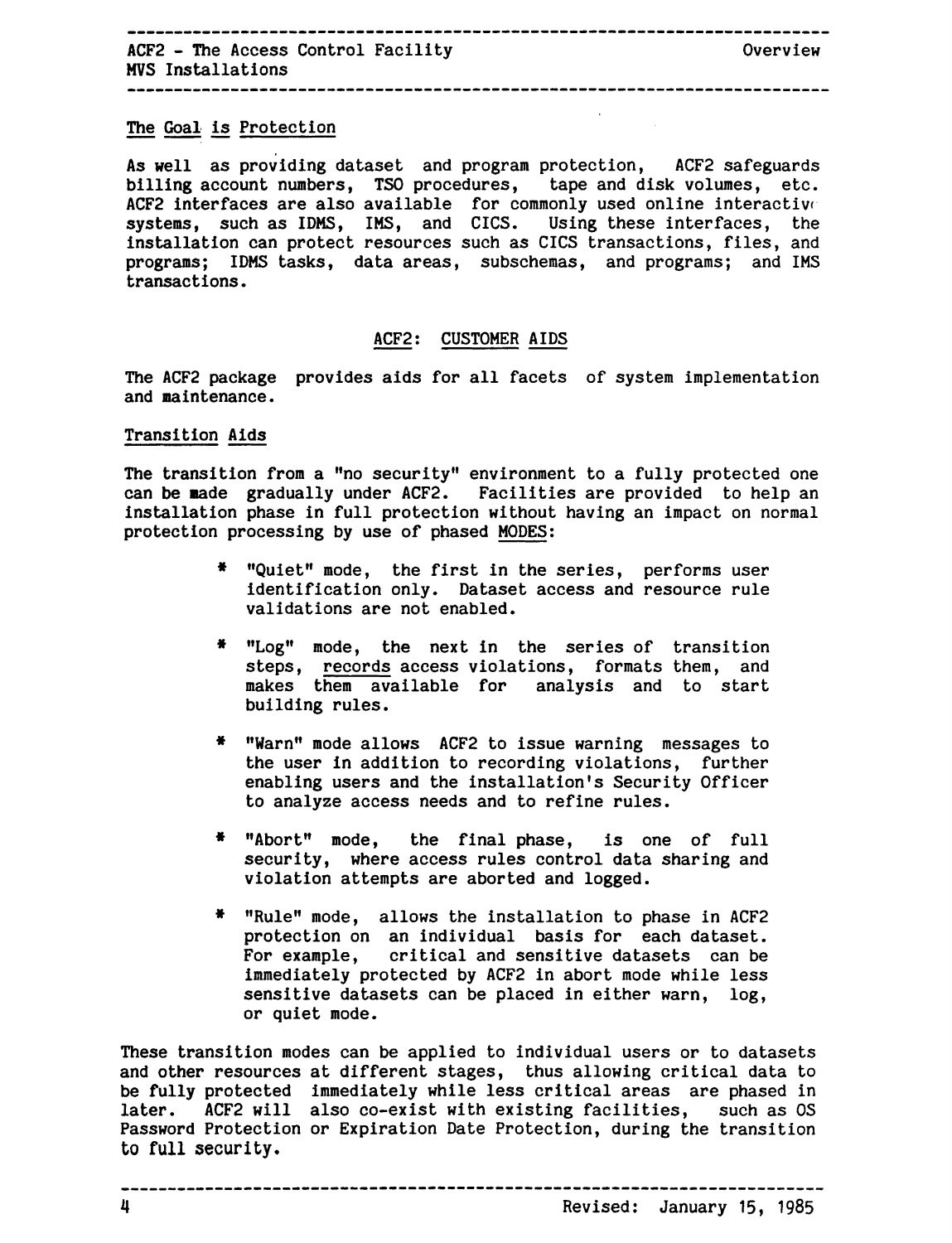## The Goal is Protection

As well as providing dataset and program protection, ACF2 safeguards billing account numbers, TSO procedures, tape and disk volumes, etc. ACF2 interfaces are also available for commonly used online interactive systems, such as IDMS, IMS, and CICS. Using these interfaces, the installation can protect resources such as CICS transactions, files, and programs; IDMS tasks, data areas, subschemas, and programs; and IMS transactions.

## ACF2: CUSTOMER AIDS

The ACF2 package provides aids for all facets of system implementation and maintenance.

### Transition Aids

The transition from a "no security" environment to a fully protected one can be made gradually under ACF2. Facilities are provided to help an installation phase in full protection without having an impact on normal protection processing by use of phased MODES:

* "Quiet" mode, the first in the series, performs user identification only. Dataset access and resource rule validations are not enabled.

* "Log" mode, the next in the series of transition steps, records access violations, formats them, and makes them available for analysis and to start building rules.

* "Warn" mode allows ACF2 to issue warning messages to the user in addition to recording violations, further enabling users and the installation's Security Officer to analyze access needs and to refine rules.

* "Abort" mode, the final phase, is one of full security, where access rules control data sharing and violation attempts are aborted and logged.

* "Rule" mode, allows the installation to phase in ACF2 protection on an individual basis for each dataset. For example, critical and sensitive datasets can be immediately protected by ACF2 in abort mode while less sensitive datasets can be placed in either warn, log, or quiet mode.

These transition modes can be applied to individual users or to datasets and other resources at different stages, thus allowing critical data to be fully protected immediately while less critical areas are phased in later. ACF2 will also co-exist with existing facilities, such as OS Password Protection or Expiration Date Protection, during the transition to full security.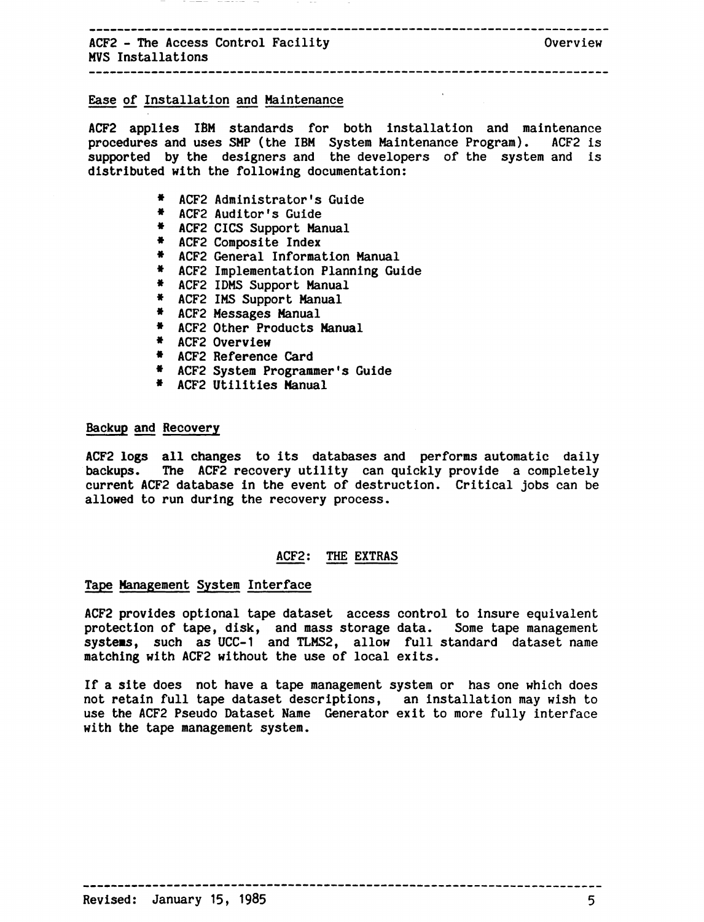## Ease of Installation and Maintenance

ACF2 applies IBM standards for both installation and maintenance procedures and uses SMP (the IBM System Maintenance Program). ACF2 is supported by the designers and the developers of the system and is distributed with the following documentation:

* ACF2 Administrator's Guide
* ACF2 Auditor's Guide
* ACF2 CICS Support Manual
* ACF2 Composite Index
* ACF2 General Information Manual
* ACF2 Implementation Planning Guide
* ACF2 IDMS Support Manual
* ACF2 IMS Support Manual
* ACF2 Messages Manual
* ACF2 Other Products Manual
* ACF2 Overview
* ACF2 Reference Card
* ACF2 System Programmer's Guide
* ACF2 Utilities Manual

## Backup and Recovery

ACF2 logs all changes to its databases and performs automatic daily backups. The ACF2 recovery utility can quickly provide a completely current ACF2 database in the event of destruction. Critical jobs can be allowed to run during the recovery process.

# ACF2: THE EXTRAS

## Tape Management System Interface

ACF2 provides optional tape dataset access control to insure equivalent protection of tape, disk, and mass storage data. Some tape management systems, such as UCC-1 and TLMS2, allow full standard dataset name matching with ACF2 without the use of local exits.

If a site does not have a tape management system or has one which does not retain full tape dataset descriptions, an installation may wish to use the ACF2 Pseudo Dataset Name Generator exit to more fully interface with the tape management system.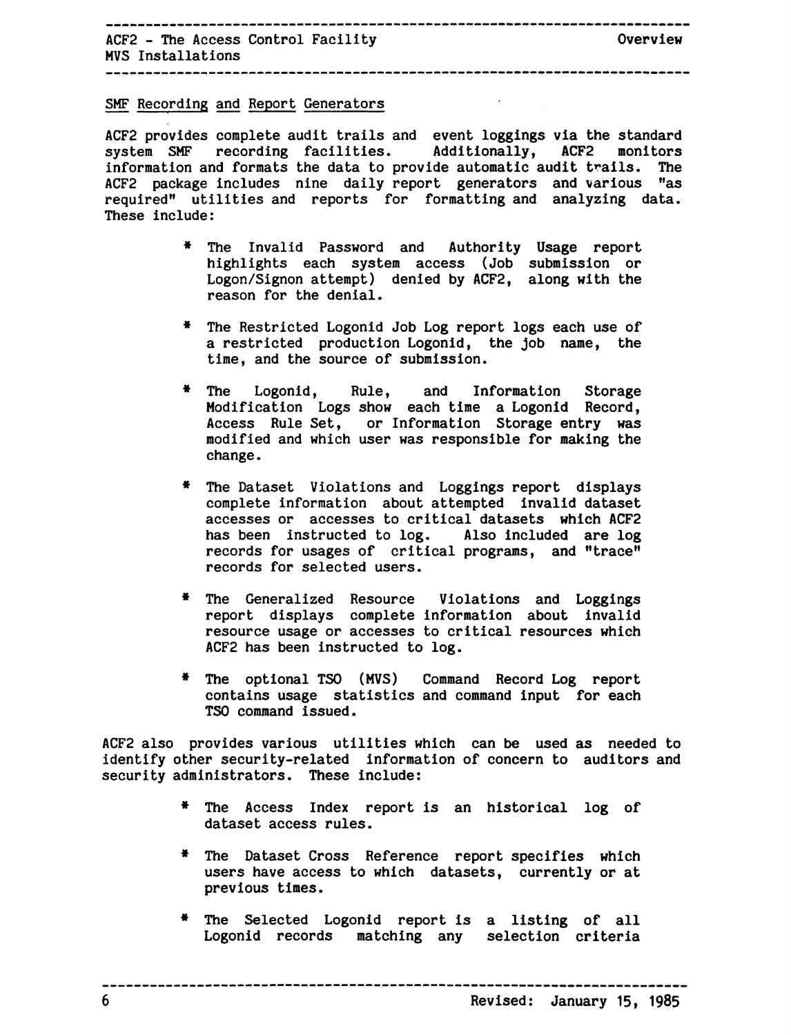## SMF Recording and Report Generators

ACF2 provides complete audit trails and event loggings via the standard system SMF recording facilities. Additionally, ACF2 monitors information and formats the data to provide automatic audit trails. The ACF2 package includes nine daily report generators and various "as required" utilities and reports for formatting and analyzing data. These include:

* The Invalid Password and Authority Usage report highlights each system access (Job submission or Logon/Signon attempt) denied by ACF2, along with the reason for the denial.

* The Restricted Logonid Job Log report logs each use of a restricted production Logonid, the job name, the time, and the source of submission.

* The Logonid, Rule, and Information Storage Modification Logs show each time a Logonid Record, Access Rule Set, or Information Storage entry was modified and which user was responsible for making the change.

* The Dataset Violations and Loggings report displays complete information about attempted invalid dataset accesses or accesses to critical datasets which ACF2 has been instructed to log. Also included are log records for usages of critical programs, and "trace" records for selected users.

* The Generalized Resource Violations and Loggings report displays complete information about invalid resource usage or accesses to critical resources which ACF2 has been instructed to log.

* The optional TSO (MVS) Command Record Log report contains usage statistics and command input for each TSO command issued.

ACF2 also provides various utilities which can be used as needed to identify other security-related information of concern to auditors and security administrators. These include:

* The Access Index report is an historical log of dataset access rules.

* The Dataset Cross Reference report specifies which users have access to which datasets, currently or at previous times.

* The Selected Logonid report is a listing of all Logonid records matching any selection criteria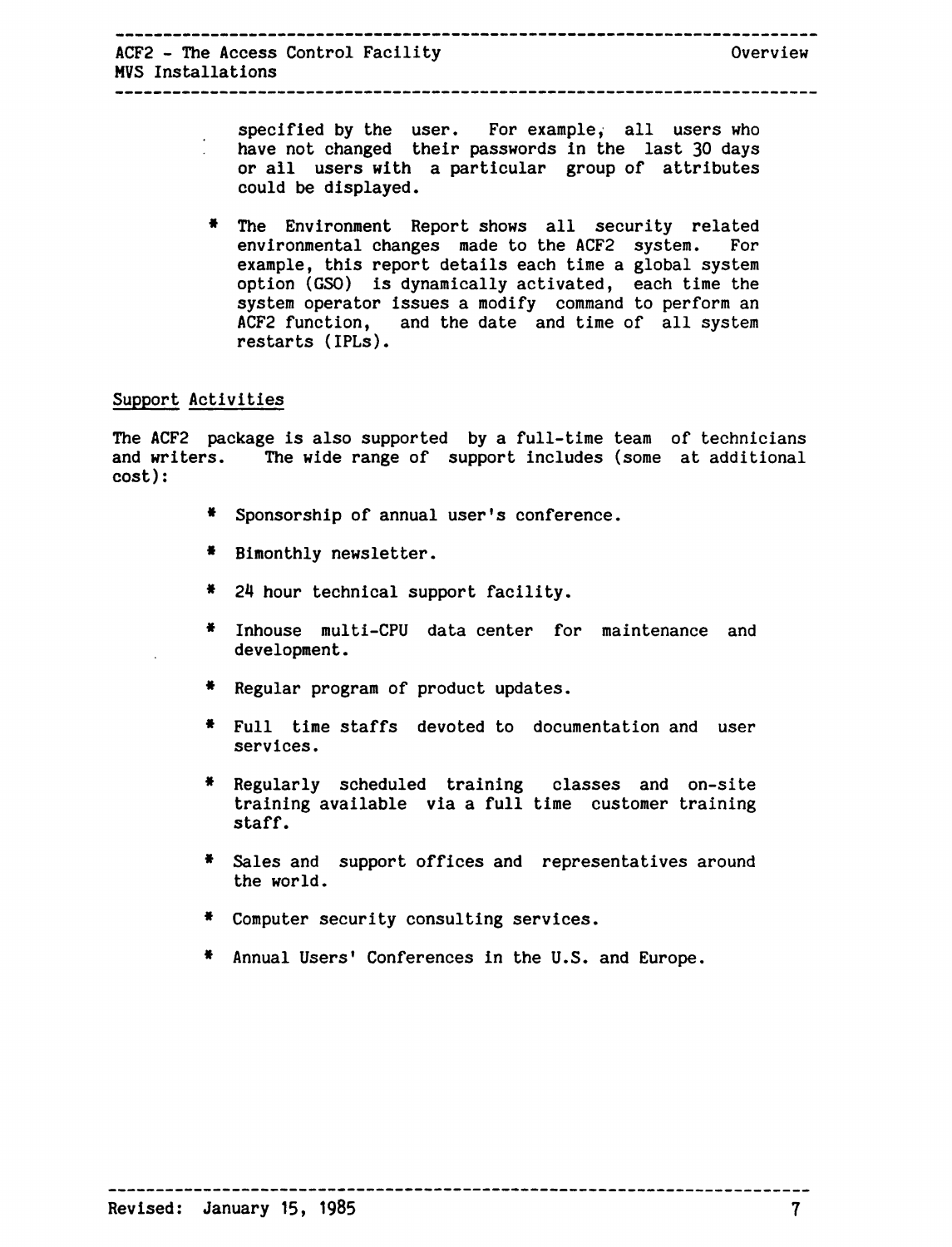specified by the user. For example, all users who have not changed their passwords in the last 30 days or all users with a particular group of attributes could be displayed.

* The Environment Report shows all security related environmental changes made to the ACF2 system. For example, this report details each time a global system option (GSO) is dynamically activated, each time the system operator issues a modify command to perform an ACF2 function, and the date and time of all system restarts (IPLs).

## Support Activities

The ACF2 package is also supported by a full-time team of technicians and writers. The wide range of support includes (some at additional cost):

* Sponsorship of annual user's conference.
* Bimonthly newsletter.
* 24 hour technical support facility.
* Inhouse multi-CPU data center for maintenance and development.
* Regular program of product updates.
* Full time staffs devoted to documentation and user services.
* Regularly scheduled training classes and on-site training available via a full time customer training staff.
* Sales and support offices and representatives around the world.
* Computer security consulting services.
* Annual Users' Conferences in the U.S. and Europe.